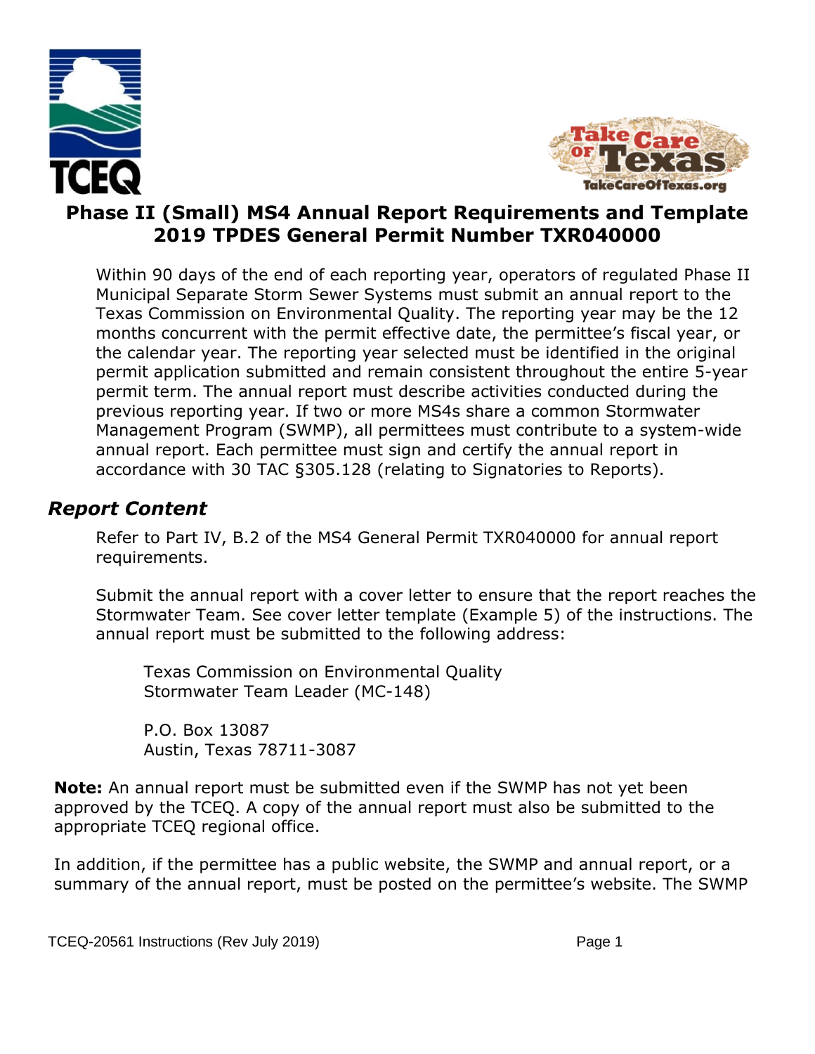# Phase II (Small) MS4 Annual Report Requirements and Template 2019 TPDES General Permit Number TXR040000

Within 90 days of the end of each reporting year, operators of regulated Phase II Municipal Separate Storm Sewer Systems must submit an annual report to the Texas Commission on Environmental Quality. The reporting year may be the 12 months concurrent with the permit effective date, the permittee's fiscal year, or the calendar year. The reporting year selected must be identified in the original permit application submitted and remain consistent throughout the entire 5-year permit term. The annual report must describe activities conducted during the previous reporting year. If two or more MS4s share a common Stormwater Management Program (SWMP), all permittees must contribute to a system-wide annual report. Each permittee must sign and certify the annual report in accordance with 30 TAC §305.128 (relating to Signatories to Reports).

## *Report Content*

Refer to Part IV, B.2 of the MS4 General Permit TXR040000 for annual report requirements.

Submit the annual report with a cover letter to ensure that the report reaches the Stormwater Team. See cover letter template (Example 5) of the instructions. The annual report must be submitted to the following address:

Texas Commission on Environmental Quality
Stormwater Team Leader (MC-148)

P.O. Box 13087
Austin, Texas 78711-3087

**Note:** An annual report must be submitted even if the SWMP has not yet been approved by the TCEQ. A copy of the annual report must also be submitted to the appropriate TCEQ regional office.

In addition, if the permittee has a public website, the SWMP and annual report, or a summary of the annual report, must be posted on the permittee's website. The SWMP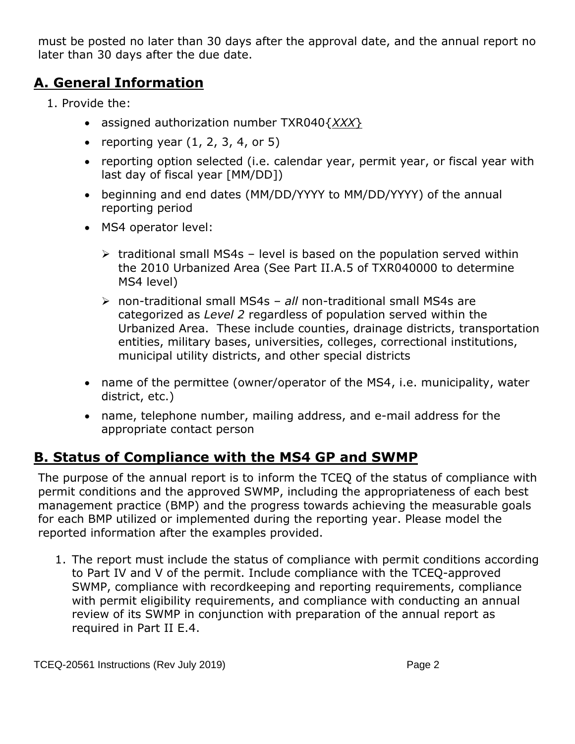must be posted no later than 30 days after the approval date, and the annual report no later than 30 days after the due date.

## A. General Information

1. Provide the:
   - assigned authorization number TXR040{*XXX*}
   - reporting year (1, 2, 3, 4, or 5)
   - reporting option selected (i.e. calendar year, permit year, or fiscal year with last day of fiscal year [MM/DD])
   - beginning and end dates (MM/DD/YYYY to MM/DD/YYYY) of the annual reporting period
   - MS4 operator level:
     - traditional small MS4s – level is based on the population served within the 2010 Urbanized Area (See Part II.A.5 of TXR040000 to determine MS4 level)
     - non-traditional small MS4s – *all* non-traditional small MS4s are categorized as *Level 2* regardless of population served within the Urbanized Area. These include counties, drainage districts, transportation entities, military bases, universities, colleges, correctional institutions, municipal utility districts, and other special districts
   - name of the permittee (owner/operator of the MS4, i.e. municipality, water district, etc.)
   - name, telephone number, mailing address, and e-mail address for the appropriate contact person

## B. Status of Compliance with the MS4 GP and SWMP

The purpose of the annual report is to inform the TCEQ of the status of compliance with permit conditions and the approved SWMP, including the appropriateness of each best management practice (BMP) and the progress towards achieving the measurable goals for each BMP utilized or implemented during the reporting year. Please model the reported information after the examples provided.

1. The report must include the status of compliance with permit conditions according to Part IV and V of the permit. Include compliance with the TCEQ-approved SWMP, compliance with recordkeeping and reporting requirements, compliance with permit eligibility requirements, and compliance with conducting an annual review of its SWMP in conjunction with preparation of the annual report as required in Part II E.4.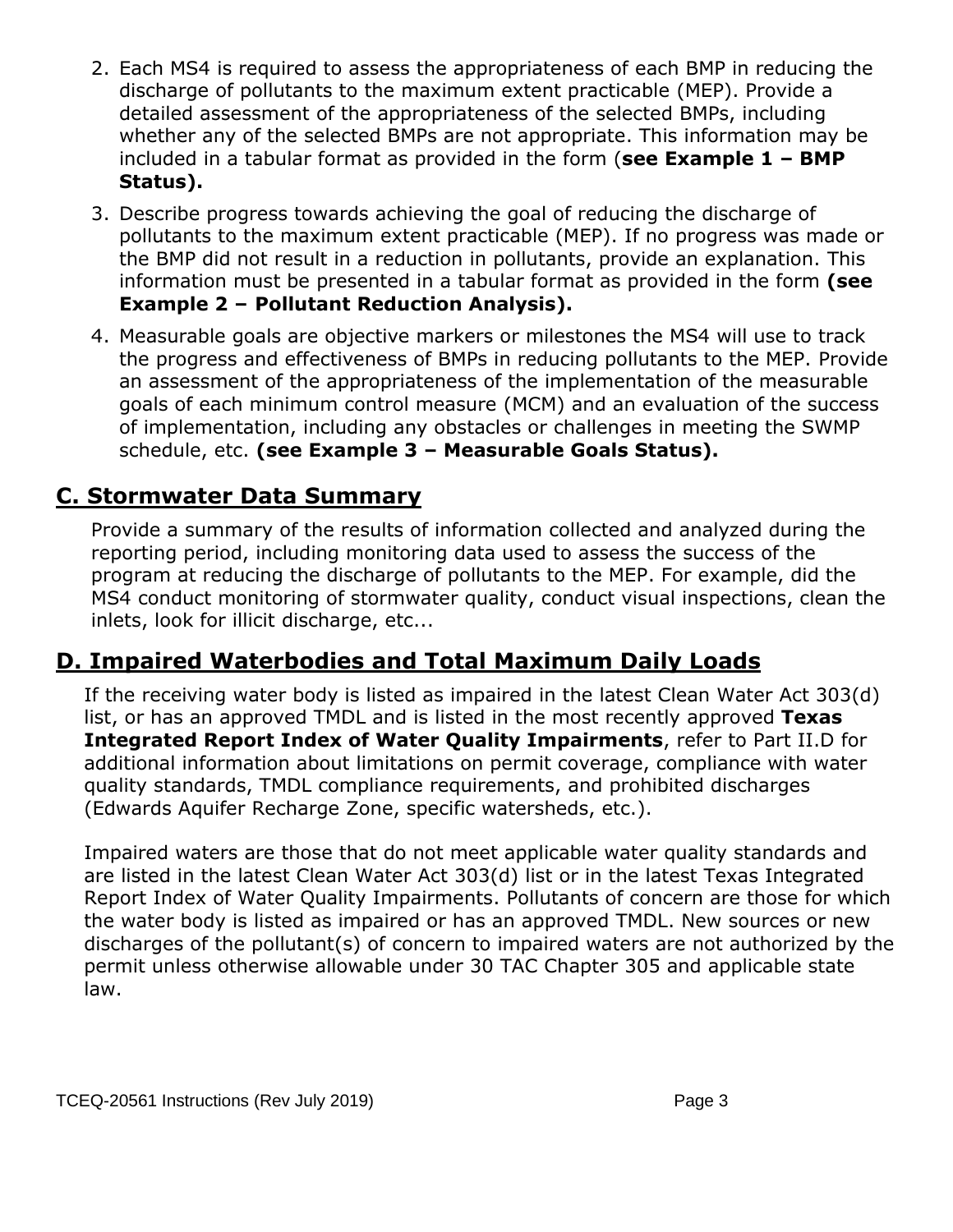2. Each MS4 is required to assess the appropriateness of each BMP in reducing the discharge of pollutants to the maximum extent practicable (MEP). Provide a detailed assessment of the appropriateness of the selected BMPs, including whether any of the selected BMPs are not appropriate. This information may be included in a tabular format as provided in the form (**see Example 1 – BMP Status).**
3. Describe progress towards achieving the goal of reducing the discharge of pollutants to the maximum extent practicable (MEP). If no progress was made or the BMP did not result in a reduction in pollutants, provide an explanation. This information must be presented in a tabular format as provided in the form **(see Example 2 – Pollutant Reduction Analysis).**
4. Measurable goals are objective markers or milestones the MS4 will use to track the progress and effectiveness of BMPs in reducing pollutants to the MEP. Provide an assessment of the appropriateness of the implementation of the measurable goals of each minimum control measure (MCM) and an evaluation of the success of implementation, including any obstacles or challenges in meeting the SWMP schedule, etc. **(see Example 3 – Measurable Goals Status).**

## C. Stormwater Data Summary

Provide a summary of the results of information collected and analyzed during the reporting period, including monitoring data used to assess the success of the program at reducing the discharge of pollutants to the MEP. For example, did the MS4 conduct monitoring of stormwater quality, conduct visual inspections, clean the inlets, look for illicit discharge, etc...

## D. Impaired Waterbodies and Total Maximum Daily Loads

If the receiving water body is listed as impaired in the latest Clean Water Act 303(d) list, or has an approved TMDL and is listed in the most recently approved **Texas Integrated Report Index of Water Quality Impairments**, refer to Part II.D for additional information about limitations on permit coverage, compliance with water quality standards, TMDL compliance requirements, and prohibited discharges (Edwards Aquifer Recharge Zone, specific watersheds, etc.).

Impaired waters are those that do not meet applicable water quality standards and are listed in the latest Clean Water Act 303(d) list or in the latest Texas Integrated Report Index of Water Quality Impairments. Pollutants of concern are those for which the water body is listed as impaired or has an approved TMDL. New sources or new discharges of the pollutant(s) of concern to impaired waters are not authorized by the permit unless otherwise allowable under 30 TAC Chapter 305 and applicable state law.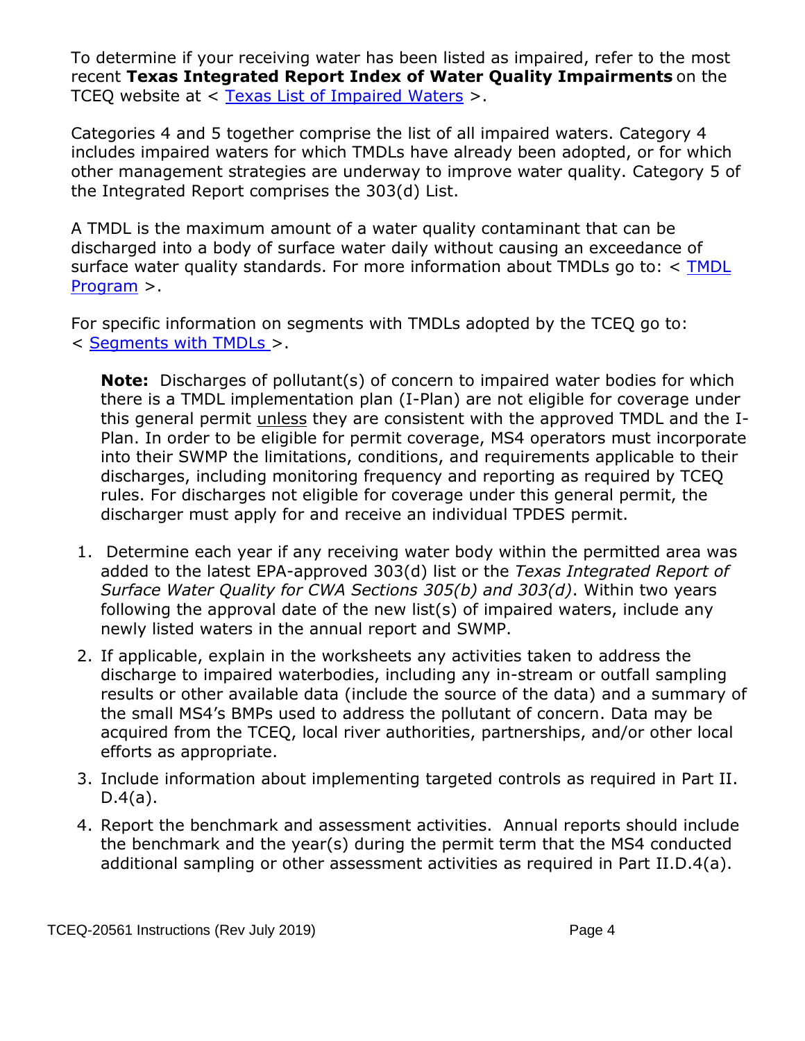To determine if your receiving water has been listed as impaired, refer to the most recent **Texas Integrated Report Index of Water Quality Impairments** on the TCEQ website at < Texas List of Impaired Waters >.

Categories 4 and 5 together comprise the list of all impaired waters. Category 4 includes impaired waters for which TMDLs have already been adopted, or for which other management strategies are underway to improve water quality. Category 5 of the Integrated Report comprises the 303(d) List.

A TMDL is the maximum amount of a water quality contaminant that can be discharged into a body of surface water daily without causing an exceedance of surface water quality standards. For more information about TMDLs go to: < TMDL Program >.

For specific information on segments with TMDLs adopted by the TCEQ go to: < Segments with TMDLs >.

> **Note:** Discharges of pollutant(s) of concern to impaired water bodies for which there is a TMDL implementation plan (I-Plan) are not eligible for coverage under this general permit unless they are consistent with the approved TMDL and the I-Plan. In order to be eligible for permit coverage, MS4 operators must incorporate into their SWMP the limitations, conditions, and requirements applicable to their discharges, including monitoring frequency and reporting as required by TCEQ rules. For discharges not eligible for coverage under this general permit, the discharger must apply for and receive an individual TPDES permit.

1. Determine each year if any receiving water body within the permitted area was added to the latest EPA-approved 303(d) list or the *Texas Integrated Report of Surface Water Quality for CWA Sections 305(b) and 303(d)*. Within two years following the approval date of the new list(s) of impaired waters, include any newly listed waters in the annual report and SWMP.
2. If applicable, explain in the worksheets any activities taken to address the discharge to impaired waterbodies, including any in-stream or outfall sampling results or other available data (include the source of the data) and a summary of the small MS4's BMPs used to address the pollutant of concern. Data may be acquired from the TCEQ, local river authorities, partnerships, and/or other local efforts as appropriate.
3. Include information about implementing targeted controls as required in Part II. D.4(a).
4. Report the benchmark and assessment activities. Annual reports should include the benchmark and the year(s) during the permit term that the MS4 conducted additional sampling or other assessment activities as required in Part II.D.4(a).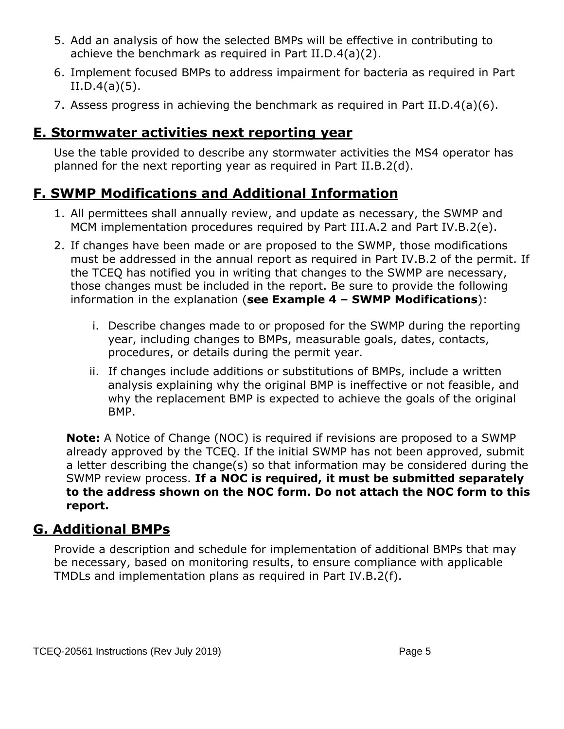5. Add an analysis of how the selected BMPs will be effective in contributing to achieve the benchmark as required in Part II.D.4(a)(2).
6. Implement focused BMPs to address impairment for bacteria as required in Part II.D.4(a)(5).
7. Assess progress in achieving the benchmark as required in Part II.D.4(a)(6).

## E. Stormwater activities next reporting year

Use the table provided to describe any stormwater activities the MS4 operator has planned for the next reporting year as required in Part II.B.2(d).

## F. SWMP Modifications and Additional Information

1. All permittees shall annually review, and update as necessary, the SWMP and MCM implementation procedures required by Part III.A.2 and Part IV.B.2(e).
2. If changes have been made or are proposed to the SWMP, those modifications must be addressed in the annual report as required in Part IV.B.2 of the permit. If the TCEQ has notified you in writing that changes to the SWMP are necessary, those changes must be included in the report. Be sure to provide the following information in the explanation (**see Example 4 – SWMP Modifications**):

    i. Describe changes made to or proposed for the SWMP during the reporting year, including changes to BMPs, measurable goals, dates, contacts, procedures, or details during the permit year.

    ii. If changes include additions or substitutions of BMPs, include a written analysis explaining why the original BMP is ineffective or not feasible, and why the replacement BMP is expected to achieve the goals of the original BMP.

**Note:** A Notice of Change (NOC) is required if revisions are proposed to a SWMP already approved by the TCEQ. If the initial SWMP has not been approved, submit a letter describing the change(s) so that information may be considered during the SWMP review process. **If a NOC is required, it must be submitted separately to the address shown on the NOC form. Do not attach the NOC form to this report.**

## G. Additional BMPs

Provide a description and schedule for implementation of additional BMPs that may be necessary, based on monitoring results, to ensure compliance with applicable TMDLs and implementation plans as required in Part IV.B.2(f).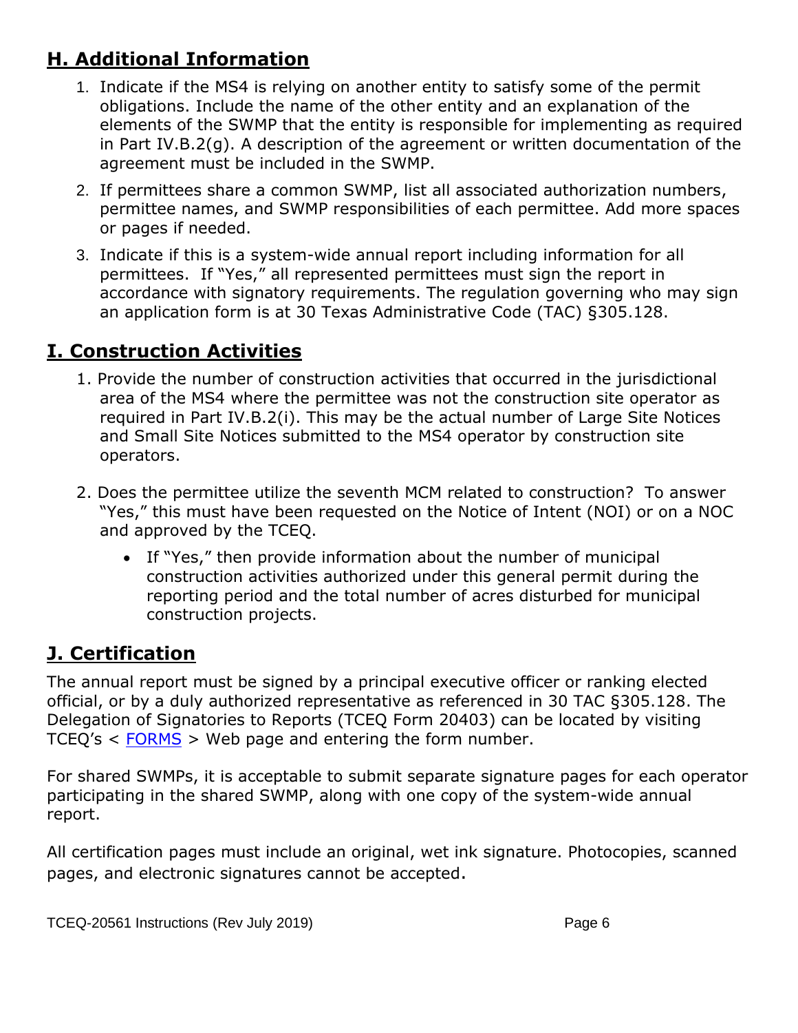## H. Additional Information

1. Indicate if the MS4 is relying on another entity to satisfy some of the permit obligations. Include the name of the other entity and an explanation of the elements of the SWMP that the entity is responsible for implementing as required in Part IV.B.2(g). A description of the agreement or written documentation of the agreement must be included in the SWMP.
2. If permittees share a common SWMP, list all associated authorization numbers, permittee names, and SWMP responsibilities of each permittee. Add more spaces or pages if needed.
3. Indicate if this is a system-wide annual report including information for all permittees. If "Yes," all represented permittees must sign the report in accordance with signatory requirements. The regulation governing who may sign an application form is at 30 Texas Administrative Code (TAC) §305.128.

## I. Construction Activities

1. Provide the number of construction activities that occurred in the jurisdictional area of the MS4 where the permittee was not the construction site operator as required in Part IV.B.2(i). This may be the actual number of Large Site Notices and Small Site Notices submitted to the MS4 operator by construction site operators.
2. Does the permittee utilize the seventh MCM related to construction? To answer "Yes," this must have been requested on the Notice of Intent (NOI) or on a NOC and approved by the TCEQ.
   - If "Yes," then provide information about the number of municipal construction activities authorized under this general permit during the reporting period and the total number of acres disturbed for municipal construction projects.

## J. Certification

The annual report must be signed by a principal executive officer or ranking elected official, or by a duly authorized representative as referenced in 30 TAC §305.128. The Delegation of Signatories to Reports (TCEQ Form 20403) can be located by visiting TCEQ's < FORMS > Web page and entering the form number.

For shared SWMPs, it is acceptable to submit separate signature pages for each operator participating in the shared SWMP, along with one copy of the system-wide annual report.

All certification pages must include an original, wet ink signature. Photocopies, scanned pages, and electronic signatures cannot be accepted.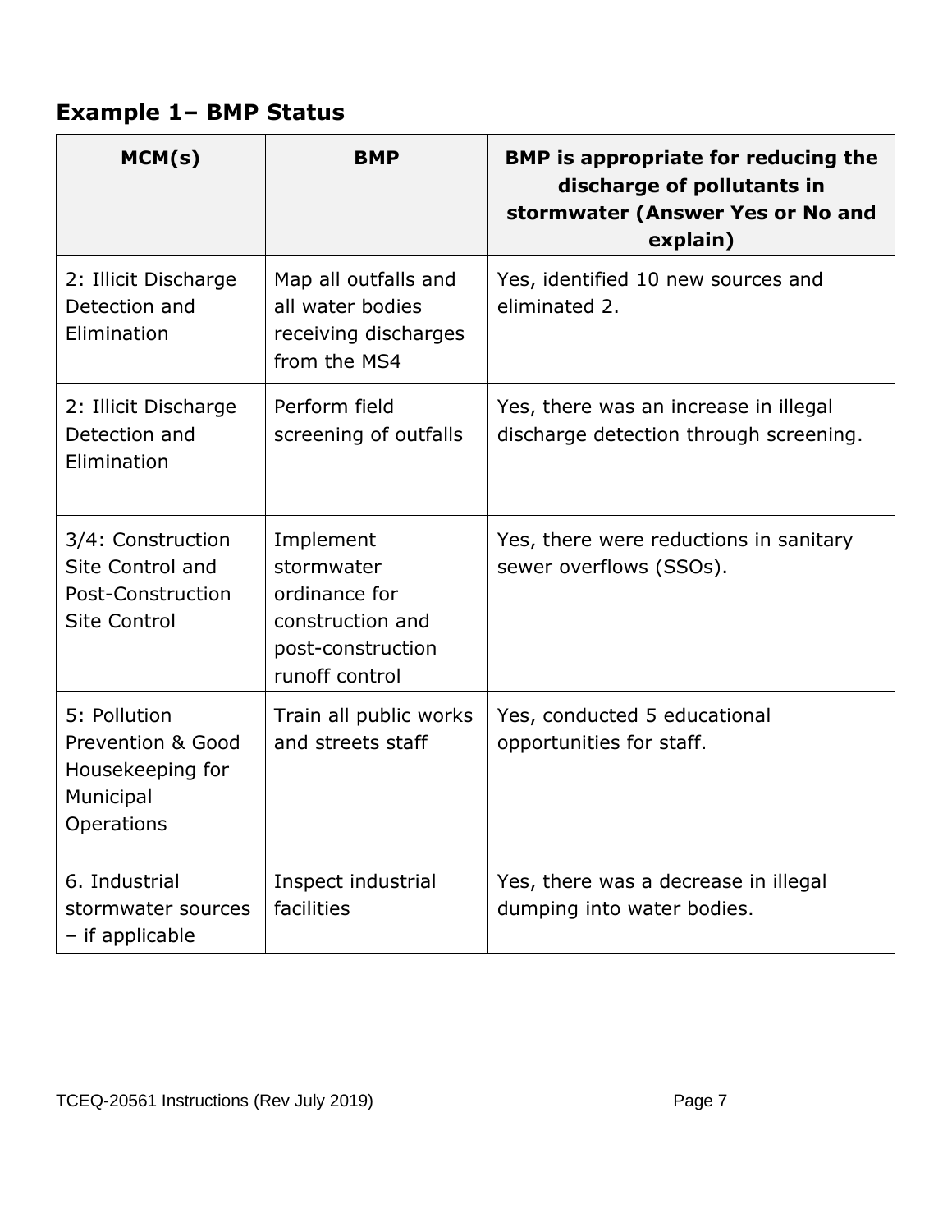## Example 1– BMP Status

| MCM(s) | BMP | BMP is appropriate for reducing the discharge of pollutants in stormwater (Answer Yes or No and explain) |
|---|---|---|
| 2: Illicit Discharge Detection and Elimination | Map all outfalls and all water bodies receiving discharges from the MS4 | Yes, identified 10 new sources and eliminated 2. |
| 2: Illicit Discharge Detection and Elimination | Perform field screening of outfalls | Yes, there was an increase in illegal discharge detection through screening. |
| 3/4: Construction Site Control and Post-Construction Site Control | Implement stormwater ordinance for construction and post-construction runoff control | Yes, there were reductions in sanitary sewer overflows (SSOs). |
| 5: Pollution Prevention & Good Housekeeping for Municipal Operations | Train all public works and streets staff | Yes, conducted 5 educational opportunities for staff. |
| 6. Industrial stormwater sources – if applicable | Inspect industrial facilities | Yes, there was a decrease in illegal dumping into water bodies. |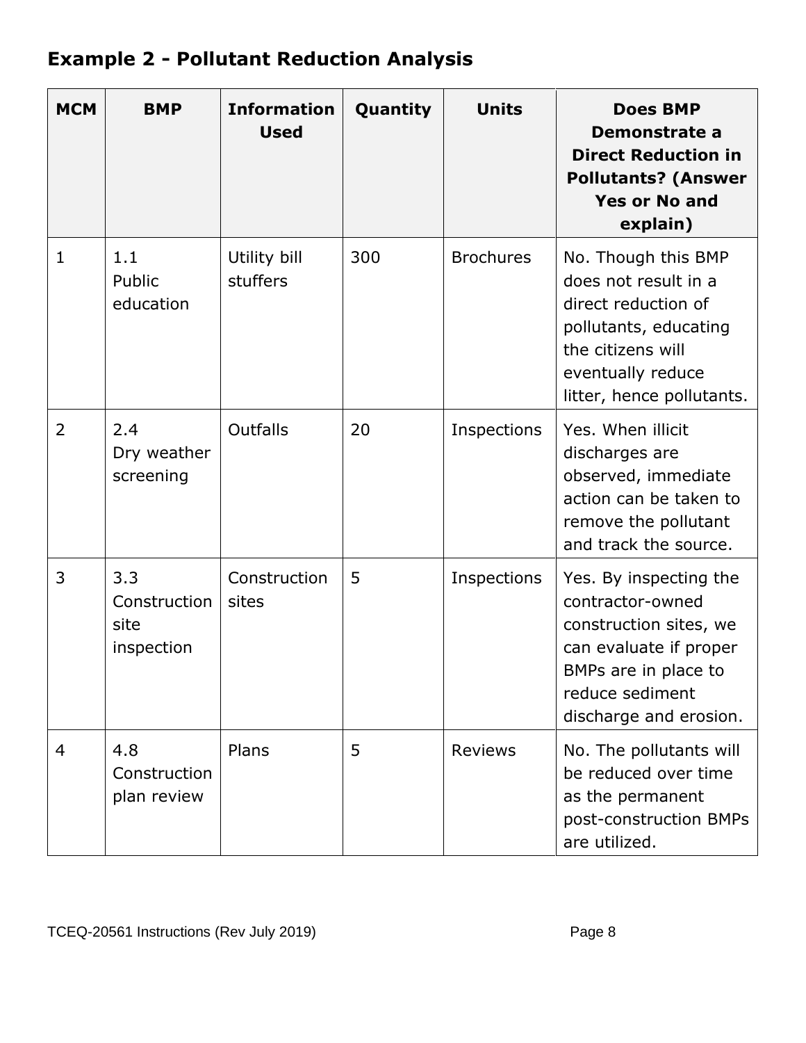## Example 2 - Pollutant Reduction Analysis

| MCM | BMP | Information Used | Quantity | Units | Does BMP Demonstrate a Direct Reduction in Pollutants? (Answer Yes or No and explain) |
|---|---|---|---|---|---|
| 1 | 1.1 Public education | Utility bill stuffers | 300 | Brochures | No. Though this BMP does not result in a direct reduction of pollutants, educating the citizens will eventually reduce litter, hence pollutants. |
| 2 | 2.4 Dry weather screening | Outfalls | 20 | Inspections | Yes. When illicit discharges are observed, immediate action can be taken to remove the pollutant and track the source. |
| 3 | 3.3 Construction site inspection | Construction sites | 5 | Inspections | Yes. By inspecting the contractor-owned construction sites, we can evaluate if proper BMPs are in place to reduce sediment discharge and erosion. |
| 4 | 4.8 Construction plan review | Plans | 5 | Reviews | No. The pollutants will be reduced over time as the permanent post-construction BMPs are utilized. |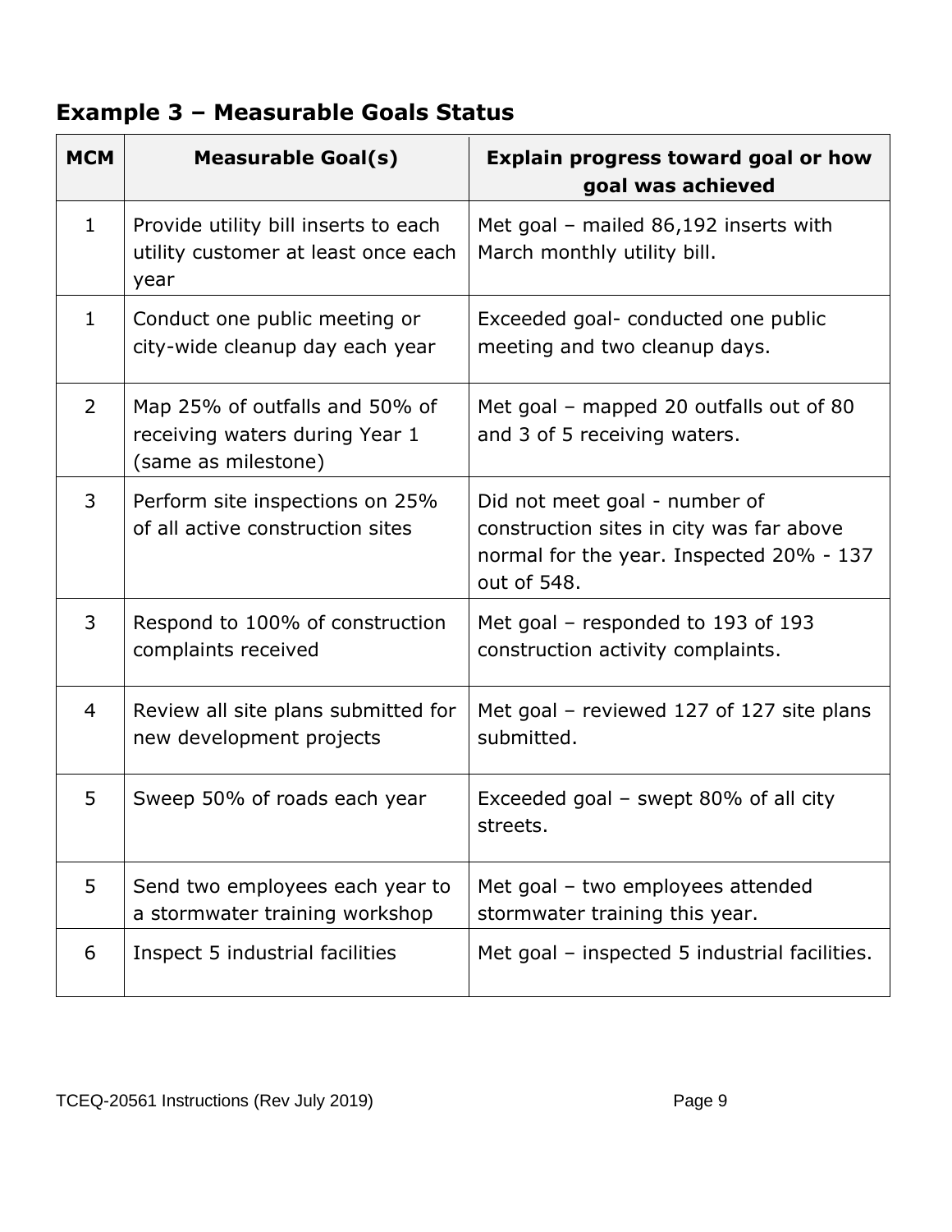## Example 3 – Measurable Goals Status

| MCM | Measurable Goal(s) | Explain progress toward goal or how goal was achieved |
|---|---|---|
| 1 | Provide utility bill inserts to each utility customer at least once each year | Met goal – mailed 86,192 inserts with March monthly utility bill. |
| 1 | Conduct one public meeting or city-wide cleanup day each year | Exceeded goal- conducted one public meeting and two cleanup days. |
| 2 | Map 25% of outfalls and 50% of receiving waters during Year 1 (same as milestone) | Met goal – mapped 20 outfalls out of 80 and 3 of 5 receiving waters. |
| 3 | Perform site inspections on 25% of all active construction sites | Did not meet goal - number of construction sites in city was far above normal for the year. Inspected 20% - 137 out of 548. |
| 3 | Respond to 100% of construction complaints received | Met goal – responded to 193 of 193 construction activity complaints. |
| 4 | Review all site plans submitted for new development projects | Met goal – reviewed 127 of 127 site plans submitted. |
| 5 | Sweep 50% of roads each year | Exceeded goal – swept 80% of all city streets. |
| 5 | Send two employees each year to a stormwater training workshop | Met goal – two employees attended stormwater training this year. |
| 6 | Inspect 5 industrial facilities | Met goal – inspected 5 industrial facilities. |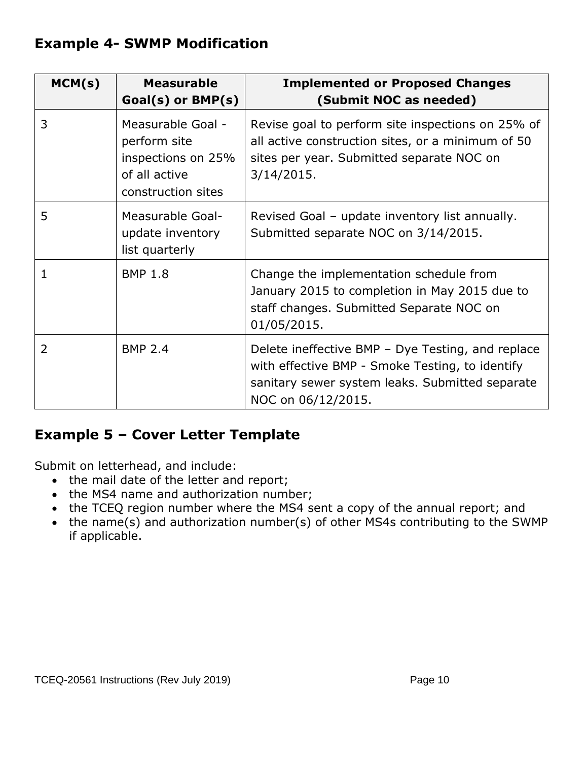## Example 4- SWMP Modification

| MCM(s) | Measurable Goal(s) or BMP(s) | Implemented or Proposed Changes (Submit NOC as needed) |
|---|---|---|
| 3 | Measurable Goal - perform site inspections on 25% of all active construction sites | Revise goal to perform site inspections on 25% of all active construction sites, or a minimum of 50 sites per year. Submitted separate NOC on 3/14/2015. |
| 5 | Measurable Goal- update inventory list quarterly | Revised Goal – update inventory list annually. Submitted separate NOC on 3/14/2015. |
| 1 | BMP 1.8 | Change the implementation schedule from January 2015 to completion in May 2015 due to staff changes. Submitted Separate NOC on 01/05/2015. |
| 2 | BMP 2.4 | Delete ineffective BMP – Dye Testing, and replace with effective BMP - Smoke Testing, to identify sanitary sewer system leaks. Submitted separate NOC on 06/12/2015. |

## Example 5 – Cover Letter Template

Submit on letterhead, and include:

- the mail date of the letter and report;
- the MS4 name and authorization number;
- the TCEQ region number where the MS4 sent a copy of the annual report; and
- the name(s) and authorization number(s) of other MS4s contributing to the SWMP if applicable.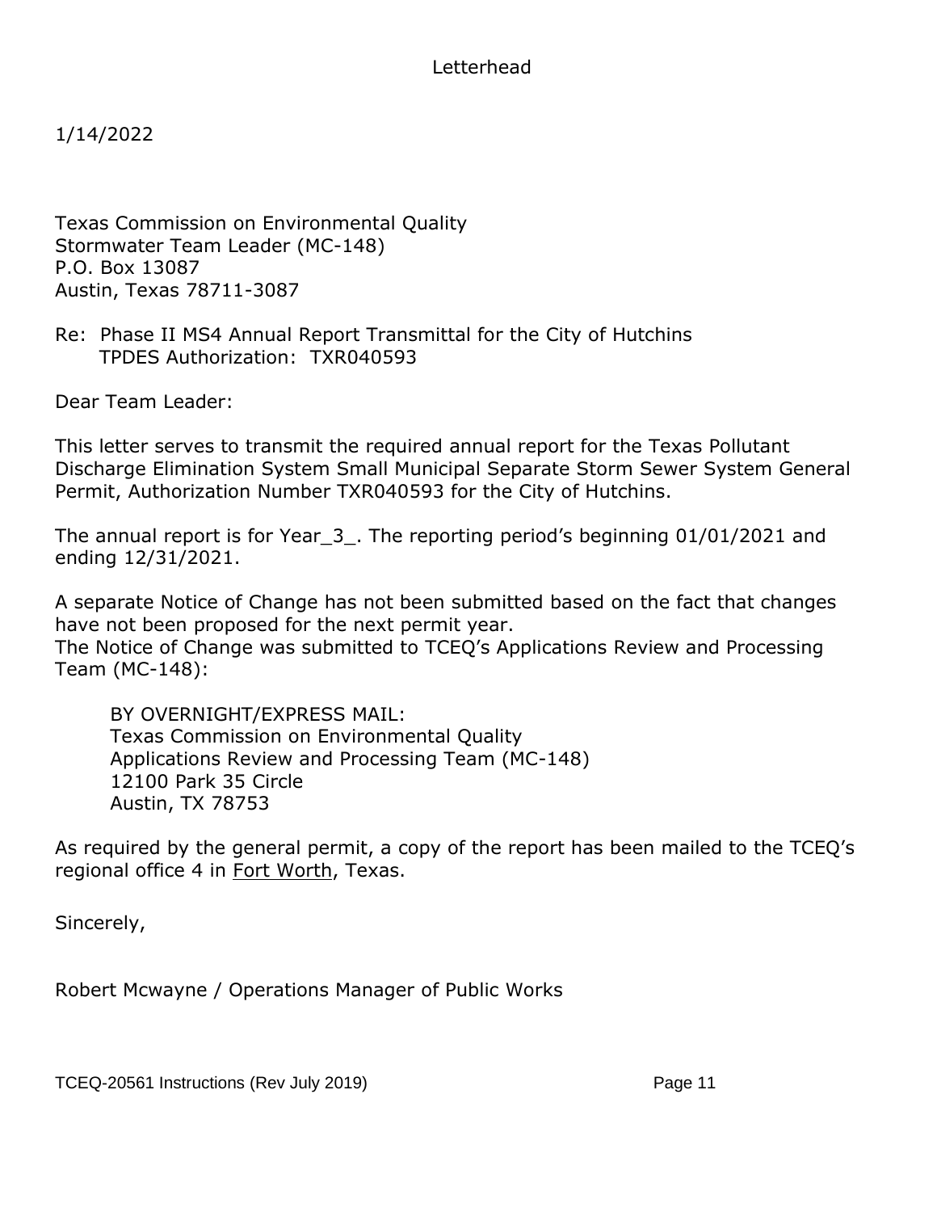Letterhead

1/14/2022

Texas Commission on Environmental Quality
Stormwater Team Leader (MC-148)
P.O. Box 13087
Austin, Texas 78711-3087

Re: Phase II MS4 Annual Report Transmittal for the City of Hutchins
TPDES Authorization: TXR040593

Dear Team Leader:

This letter serves to transmit the required annual report for the Texas Pollutant Discharge Elimination System Small Municipal Separate Storm Sewer System General Permit, Authorization Number TXR040593 for the City of Hutchins.

The annual report is for Year_3_. The reporting period's beginning 01/01/2021 and ending 12/31/2021.

A separate Notice of Change has not been submitted based on the fact that changes have not been proposed for the next permit year.
The Notice of Change was submitted to TCEQ's Applications Review and Processing Team (MC-148):

BY OVERNIGHT/EXPRESS MAIL:
Texas Commission on Environmental Quality
Applications Review and Processing Team (MC-148)
12100 Park 35 Circle
Austin, TX 78753

As required by the general permit, a copy of the report has been mailed to the TCEQ's regional office 4 in Fort Worth, Texas.

Sincerely,

Robert Mcwayne / Operations Manager of Public Works

TCEQ-20561 Instructions (Rev July 2019)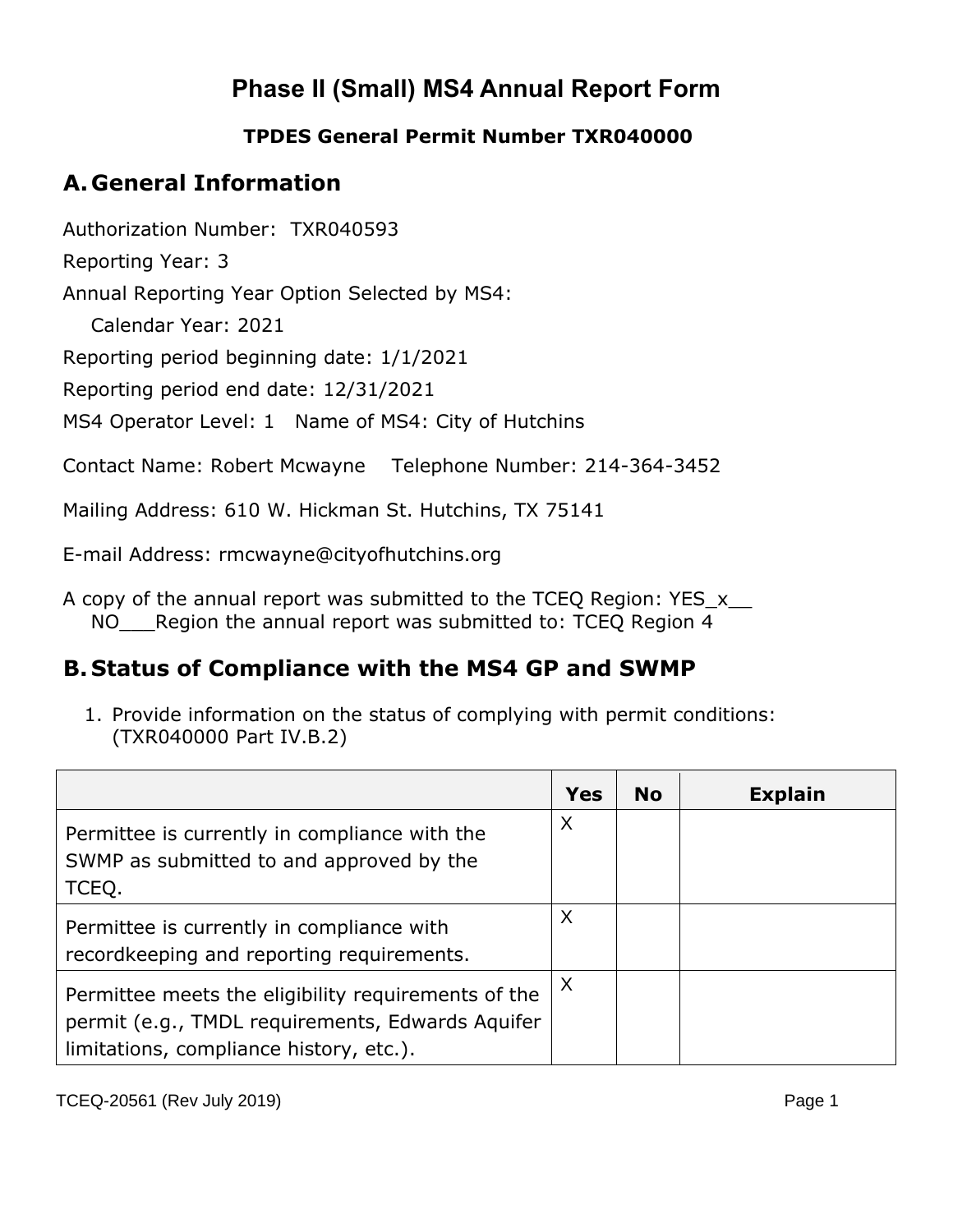# Phase II (Small) MS4 Annual Report Form

**TPDES General Permit Number TXR040000**

## A. General Information

Authorization Number: TXR040593

Reporting Year: 3

Annual Reporting Year Option Selected by MS4:

Calendar Year: 2021

Reporting period beginning date: 1/1/2021

Reporting period end date: 12/31/2021

MS4 Operator Level: 1 Name of MS4: City of Hutchins

Contact Name: Robert Mcwayne Telephone Number: 214-364-3452

Mailing Address: 610 W. Hickman St. Hutchins, TX 75141

E-mail Address: rmcwayne@cityofhutchins.org

A copy of the annual report was submitted to the TCEQ Region: YES_x__ NO___Region the annual report was submitted to: TCEQ Region 4

## B. Status of Compliance with the MS4 GP and SWMP

1. Provide information on the status of complying with permit conditions: (TXR040000 Part IV.B.2)

| | Yes | No | Explain |
|---|---|---|---|
| Permittee is currently in compliance with the SWMP as submitted to and approved by the TCEQ. | X | | |
| Permittee is currently in compliance with recordkeeping and reporting requirements. | X | | |
| Permittee meets the eligibility requirements of the permit (e.g., TMDL requirements, Edwards Aquifer limitations, compliance history, etc.). | X | | |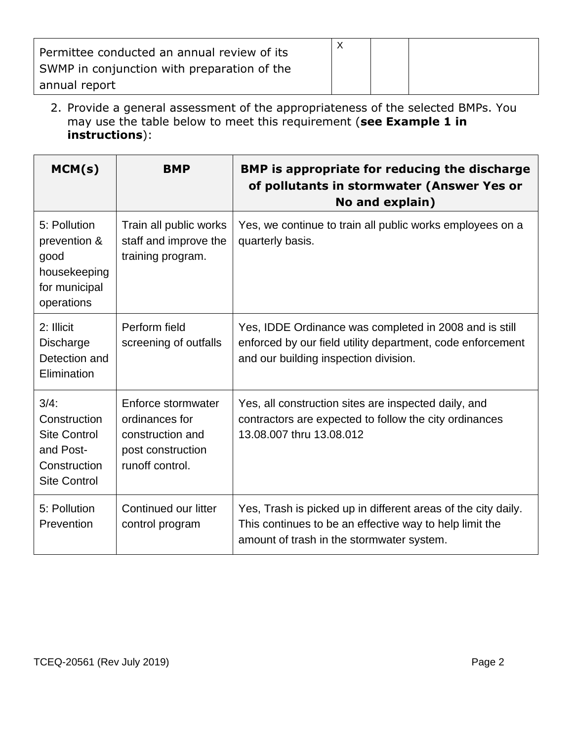| Permittee conducted an annual review of its SWMP in conjunction with preparation of the annual report | X | | |
|---|---|---|---|

2. Provide a general assessment of the appropriateness of the selected BMPs. You may use the table below to meet this requirement (**see Example 1 in instructions**):

| MCM(s) | BMP | BMP is appropriate for reducing the discharge of pollutants in stormwater (Answer Yes or No and explain) |
|---|---|---|
| 5: Pollution prevention & good housekeeping for municipal operations | Train all public works staff and improve the training program. | Yes, we continue to train all public works employees on a quarterly basis. |
| 2: Illicit Discharge Detection and Elimination | Perform field screening of outfalls | Yes, IDDE Ordinance was completed in 2008 and is still enforced by our field utility department, code enforcement and our building inspection division. |
| 3/4: Construction Site Control and Post-Construction Site Control | Enforce stormwater ordinances for construction and post construction runoff control. | Yes, all construction sites are inspected daily, and contractors are expected to follow the city ordinances 13.08.007 thru 13.08.012 |
| 5: Pollution Prevention | Continued our litter control program | Yes, Trash is picked up in different areas of the city daily. This continues to be an effective way to help limit the amount of trash in the stormwater system. |

TCEQ-20561 (Rev July 2019)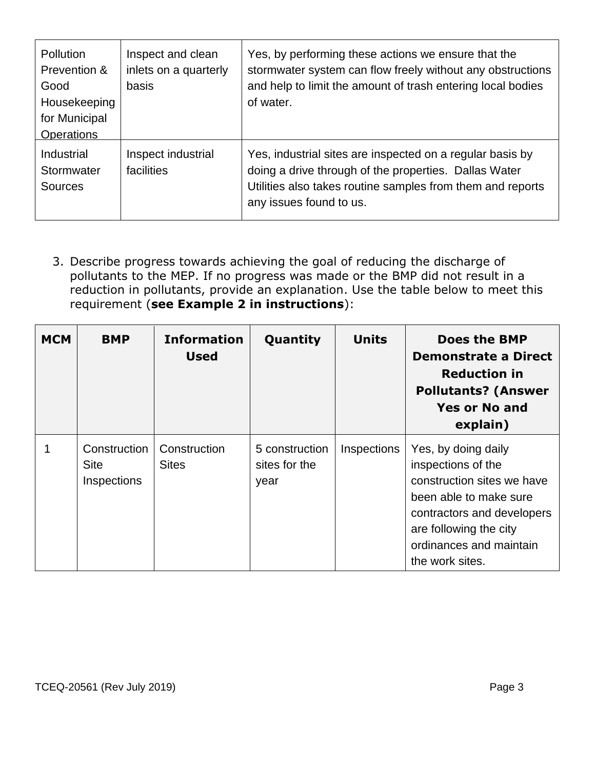| Pollution Prevention & Good Housekeeping for Municipal Operations | Inspect and clean inlets on a quarterly basis | Yes, by performing these actions we ensure that the stormwater system can flow freely without any obstructions and help to limit the amount of trash entering local bodies of water. |
|---|---|---|
| Industrial Stormwater Sources | Inspect industrial facilities | Yes, industrial sites are inspected on a regular basis by doing a drive through of the properties. Dallas Water Utilities also takes routine samples from them and reports any issues found to us. |

3. Describe progress towards achieving the goal of reducing the discharge of pollutants to the MEP. If no progress was made or the BMP did not result in a reduction in pollutants, provide an explanation. Use the table below to meet this requirement (**see Example 2 in instructions**):

| **MCM** | **BMP** | **Information Used** | **Quantity** | **Units** | **Does the BMP Demonstrate a Direct Reduction in Pollutants? (Answer Yes or No and explain)** |
|---|---|---|---|---|---|
| 1 | Construction Site Inspections | Construction Sites | 5 construction sites for the year | Inspections | Yes, by doing daily inspections of the construction sites we have been able to make sure contractors and developers are following the city ordinances and maintain the work sites. |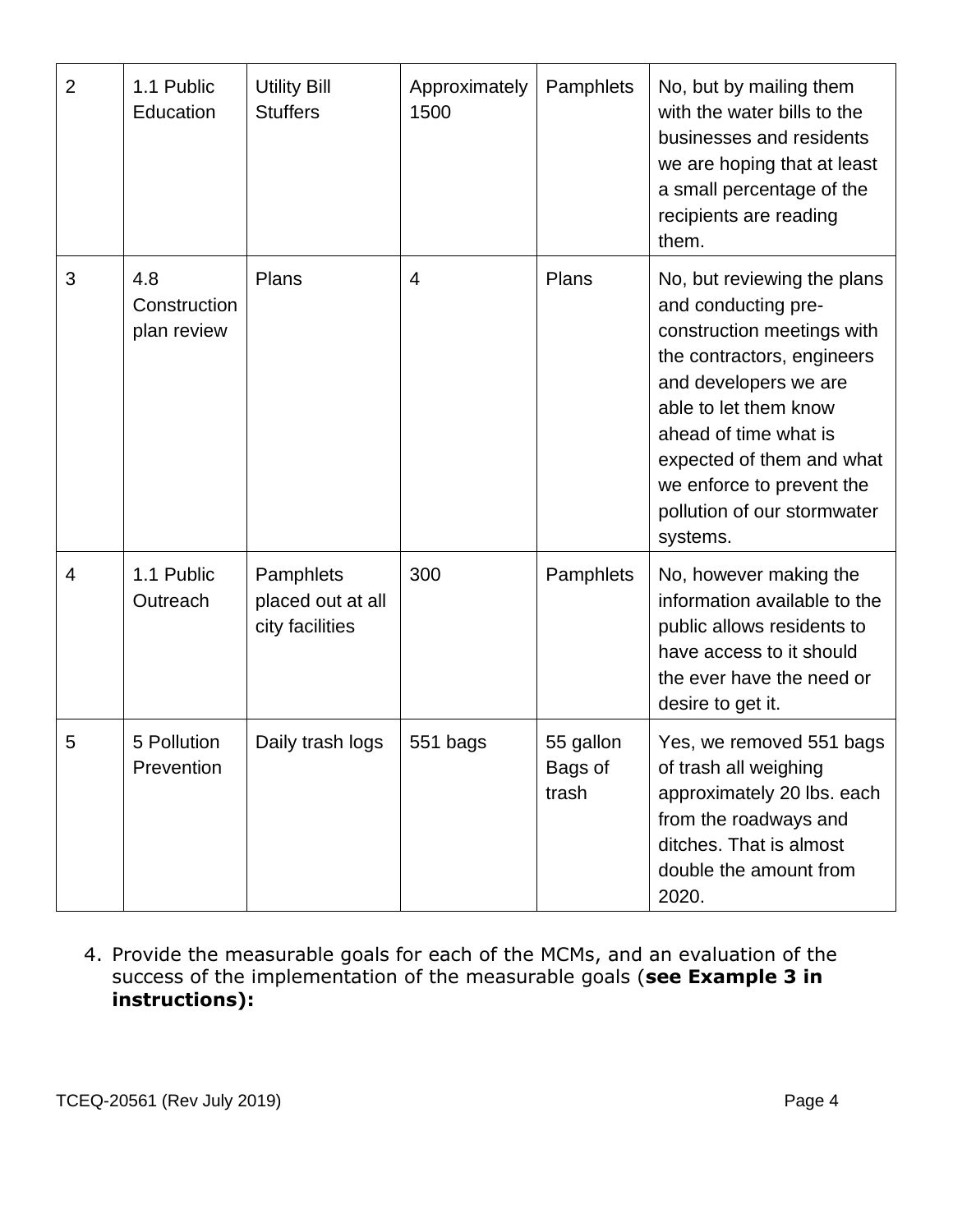| 2 | 1.1 Public Education | Utility Bill Stuffers | Approximately 1500 | Pamphlets | No, but by mailing them with the water bills to the businesses and residents we are hoping that at least a small percentage of the recipients are reading them. |
|---|---|---|---|---|---|
| 3 | 4.8 Construction plan review | Plans | 4 | Plans | No, but reviewing the plans and conducting pre-construction meetings with the contractors, engineers and developers we are able to let them know ahead of time what is expected of them and what we enforce to prevent the pollution of our stormwater systems. |
| 4 | 1.1 Public Outreach | Pamphlets placed out at all city facilities | 300 | Pamphlets | No, however making the information available to the public allows residents to have access to it should the ever have the need or desire to get it. |
| 5 | 5 Pollution Prevention | Daily trash logs | 551 bags | 55 gallon Bags of trash | Yes, we removed 551 bags of trash all weighing approximately 20 lbs. each from the roadways and ditches. That is almost double the amount from 2020. |

4. Provide the measurable goals for each of the MCMs, and an evaluation of the success of the implementation of the measurable goals (**see Example 3 in instructions):**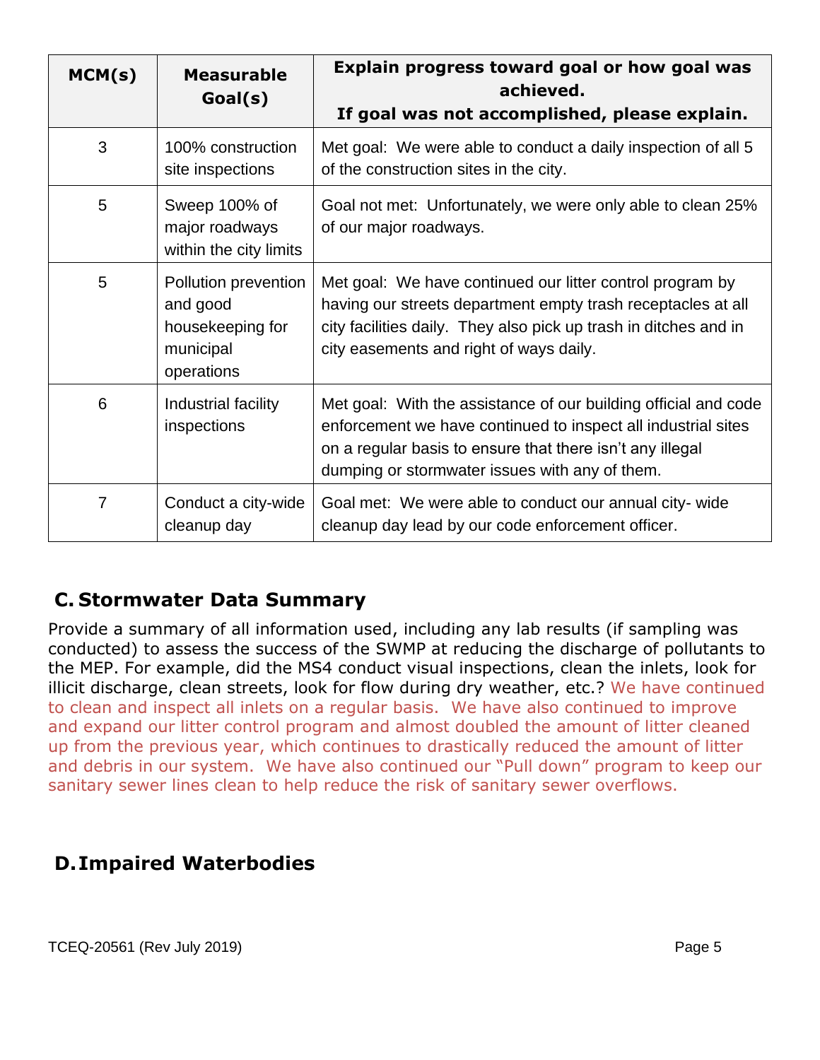| MCM(s) | Measurable Goal(s) | Explain progress toward goal or how goal was achieved. If goal was not accomplished, please explain. |
|---|---|---|
| 3 | 100% construction site inspections | Met goal: We were able to conduct a daily inspection of all 5 of the construction sites in the city. |
| 5 | Sweep 100% of major roadways within the city limits | Goal not met: Unfortunately, we were only able to clean 25% of our major roadways. |
| 5 | Pollution prevention and good housekeeping for municipal operations | Met goal: We have continued our litter control program by having our streets department empty trash receptacles at all city facilities daily. They also pick up trash in ditches and in city easements and right of ways daily. |
| 6 | Industrial facility inspections | Met goal: With the assistance of our building official and code enforcement we have continued to inspect all industrial sites on a regular basis to ensure that there isn't any illegal dumping or stormwater issues with any of them. |
| 7 | Conduct a city-wide cleanup day | Goal met: We were able to conduct our annual city- wide cleanup day lead by our code enforcement officer. |

## C. Stormwater Data Summary

Provide a summary of all information used, including any lab results (if sampling was conducted) to assess the success of the SWMP at reducing the discharge of pollutants to the MEP. For example, did the MS4 conduct visual inspections, clean the inlets, look for illicit discharge, clean streets, look for flow during dry weather, etc.? We have continued to clean and inspect all inlets on a regular basis. We have also continued to improve and expand our litter control program and almost doubled the amount of litter cleaned up from the previous year, which continues to drastically reduced the amount of litter and debris in our system. We have also continued our "Pull down" program to keep our sanitary sewer lines clean to help reduce the risk of sanitary sewer overflows.

## D. Impaired Waterbodies

TCEQ-20561 (Rev July 2019)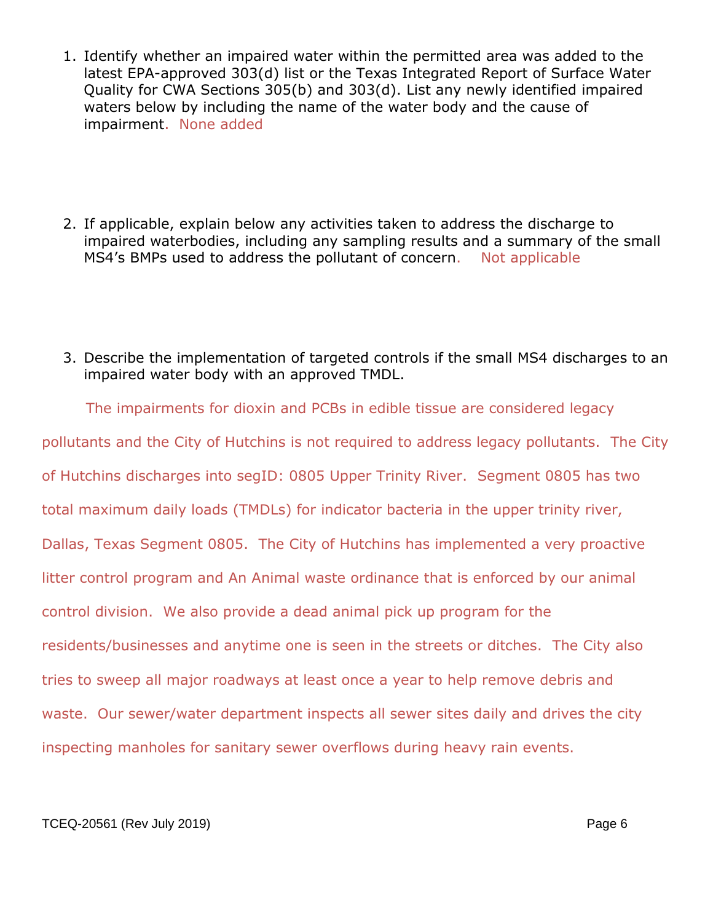1. Identify whether an impaired water within the permitted area was added to the latest EPA-approved 303(d) list or the Texas Integrated Report of Surface Water Quality for CWA Sections 305(b) and 303(d). List any newly identified impaired waters below by including the name of the water body and the cause of impairment. None added

2. If applicable, explain below any activities taken to address the discharge to impaired waterbodies, including any sampling results and a summary of the small MS4's BMPs used to address the pollutant of concern. Not applicable

3. Describe the implementation of targeted controls if the small MS4 discharges to an impaired water body with an approved TMDL.

The impairments for dioxin and PCBs in edible tissue are considered legacy pollutants and the City of Hutchins is not required to address legacy pollutants. The City of Hutchins discharges into segID: 0805 Upper Trinity River. Segment 0805 has two total maximum daily loads (TMDLs) for indicator bacteria in the upper trinity river, Dallas, Texas Segment 0805. The City of Hutchins has implemented a very proactive litter control program and An Animal waste ordinance that is enforced by our animal control division. We also provide a dead animal pick up program for the residents/businesses and anytime one is seen in the streets or ditches. The City also tries to sweep all major roadways at least once a year to help remove debris and waste. Our sewer/water department inspects all sewer sites daily and drives the city inspecting manholes for sanitary sewer overflows during heavy rain events.

TCEQ-20561 (Rev July 2019)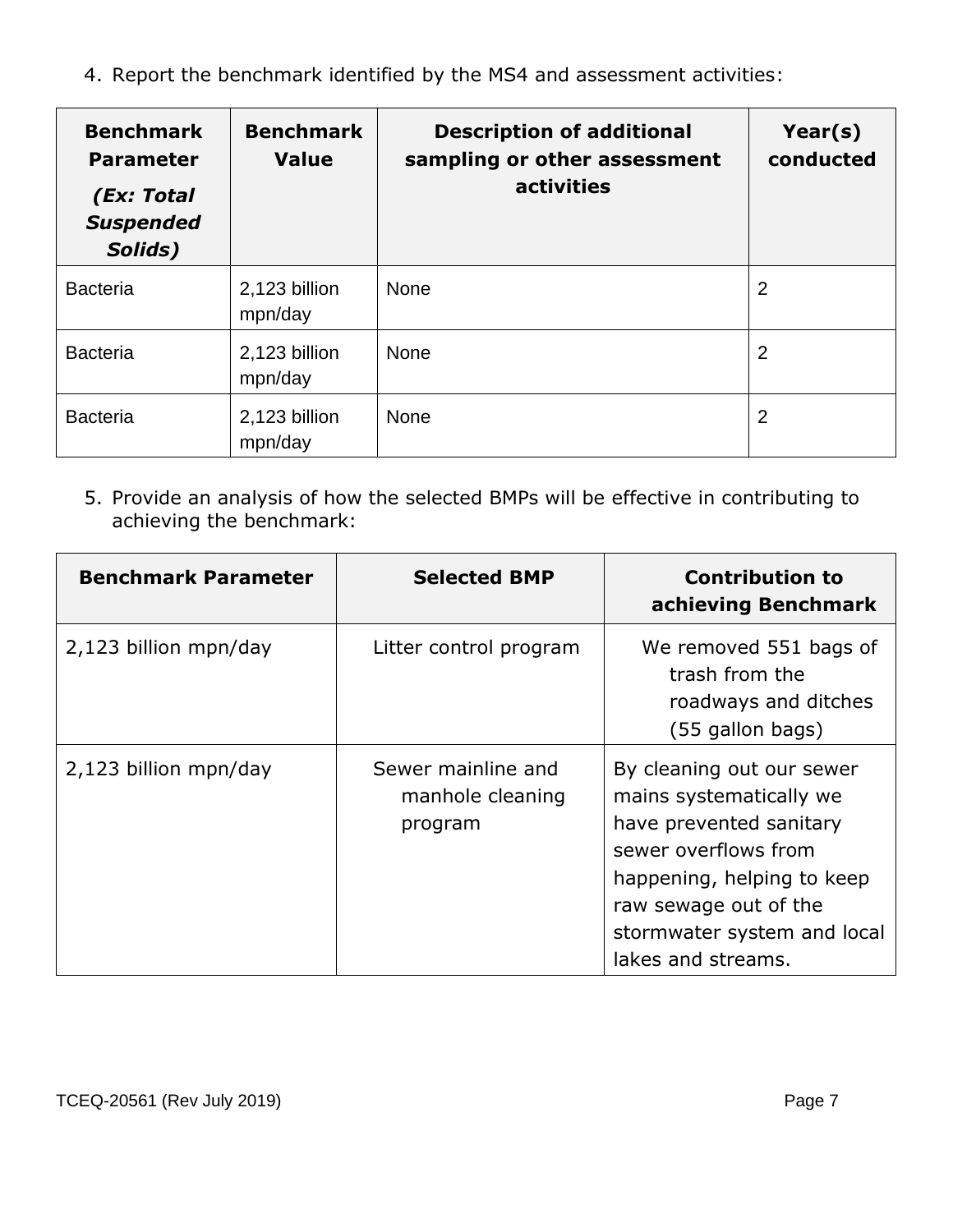4. Report the benchmark identified by the MS4 and assessment activities:

| Benchmark Parameter *(Ex: Total Suspended Solids)* | Benchmark Value | Description of additional sampling or other assessment activities | Year(s) conducted |
|---|---|---|---|
| Bacteria | 2,123 billion mpn/day | None | 2 |
| Bacteria | 2,123 billion mpn/day | None | 2 |
| Bacteria | 2,123 billion mpn/day | None | 2 |

5. Provide an analysis of how the selected BMPs will be effective in contributing to achieving the benchmark:

| Benchmark Parameter | Selected BMP | Contribution to achieving Benchmark |
|---|---|---|
| 2,123 billion mpn/day | Litter control program | We removed 551 bags of trash from the roadways and ditches (55 gallon bags) |
| 2,123 billion mpn/day | Sewer mainline and manhole cleaning program | By cleaning out our sewer mains systematically we have prevented sanitary sewer overflows from happening, helping to keep raw sewage out of the stormwater system and local lakes and streams. |

TCEQ-20561 (Rev July 2019)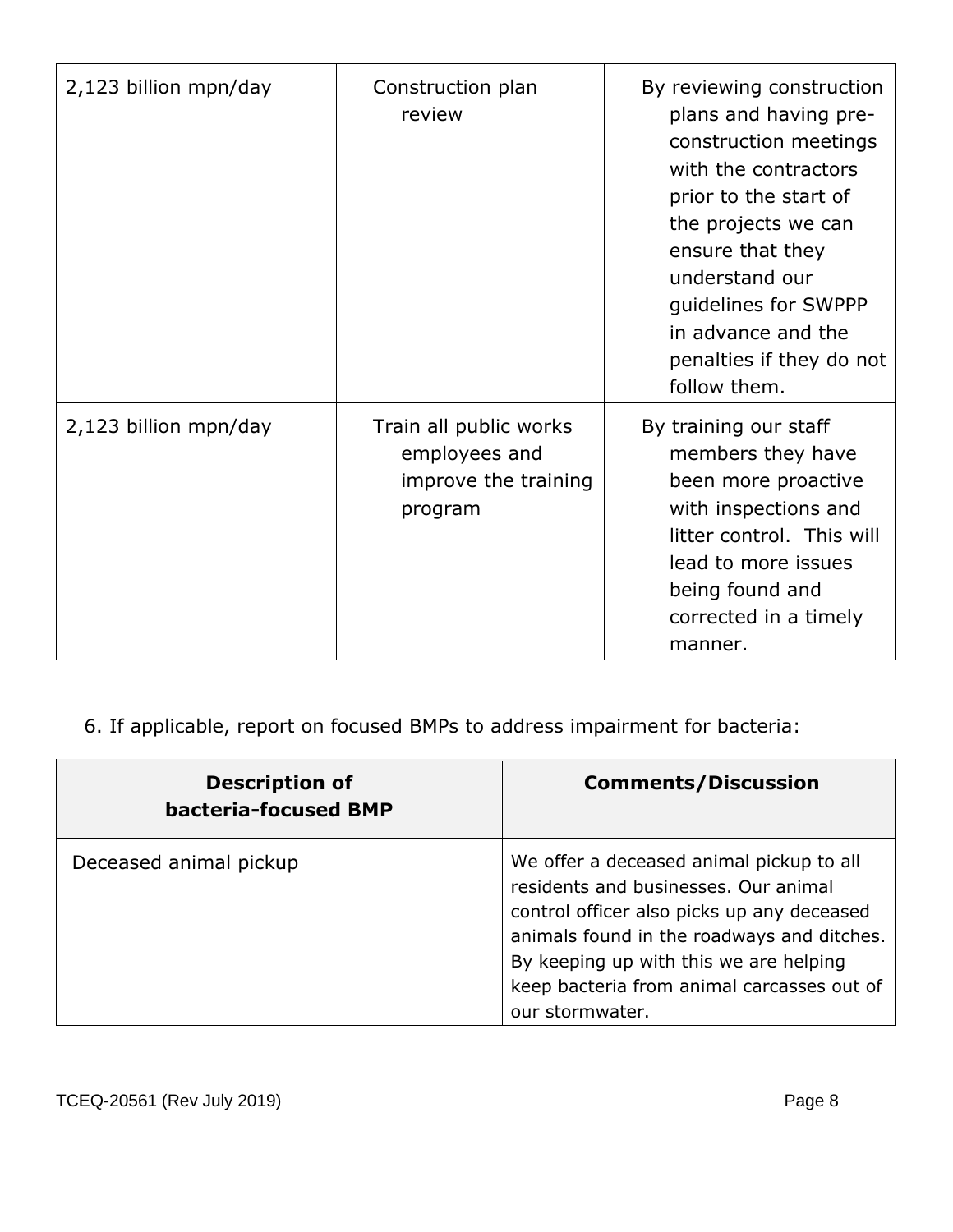| 2,123 billion mpn/day | Construction plan review | By reviewing construction plans and having pre-construction meetings with the contractors prior to the start of the projects we can ensure that they understand our guidelines for SWPPP in advance and the penalties if they do not follow them. |
|---|---|---|
| 2,123 billion mpn/day | Train all public works employees and improve the training program | By training our staff members they have been more proactive with inspections and litter control. This will lead to more issues being found and corrected in a timely manner. |

6. If applicable, report on focused BMPs to address impairment for bacteria:

| Description of bacteria-focused BMP | Comments/Discussion |
|---|---|
| Deceased animal pickup | We offer a deceased animal pickup to all residents and businesses. Our animal control officer also picks up any deceased animals found in the roadways and ditches. By keeping up with this we are helping keep bacteria from animal carcasses out of our stormwater. |

TCEQ-20561 (Rev July 2019)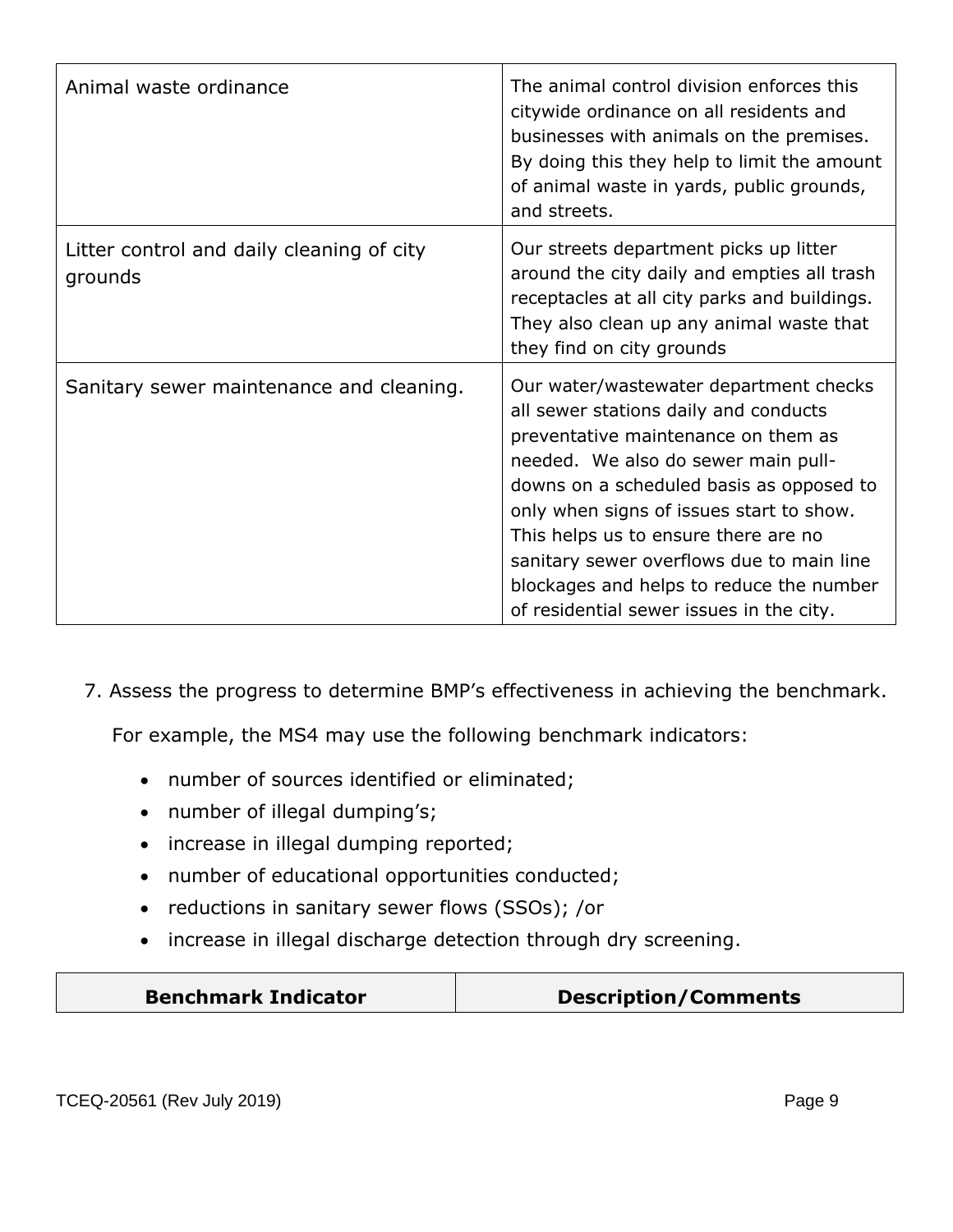| | |
|---|---|
| Animal waste ordinance | The animal control division enforces this citywide ordinance on all residents and businesses with animals on the premises. By doing this they help to limit the amount of animal waste in yards, public grounds, and streets. |
| Litter control and daily cleaning of city grounds | Our streets department picks up litter around the city daily and empties all trash receptacles at all city parks and buildings. They also clean up any animal waste that they find on city grounds |
| Sanitary sewer maintenance and cleaning. | Our water/wastewater department checks all sewer stations daily and conducts preventative maintenance on them as needed. We also do sewer main pull-downs on a scheduled basis as opposed to only when signs of issues start to show. This helps us to ensure there are no sanitary sewer overflows due to main line blockages and helps to reduce the number of residential sewer issues in the city. |

7. Assess the progress to determine BMP's effectiveness in achieving the benchmark.

   For example, the MS4 may use the following benchmark indicators:

   - number of sources identified or eliminated;
   - number of illegal dumping's;
   - increase in illegal dumping reported;
   - number of educational opportunities conducted;
   - reductions in sanitary sewer flows (SSOs); /or
   - increase in illegal discharge detection through dry screening.

| Benchmark Indicator | Description/Comments |
|---|---|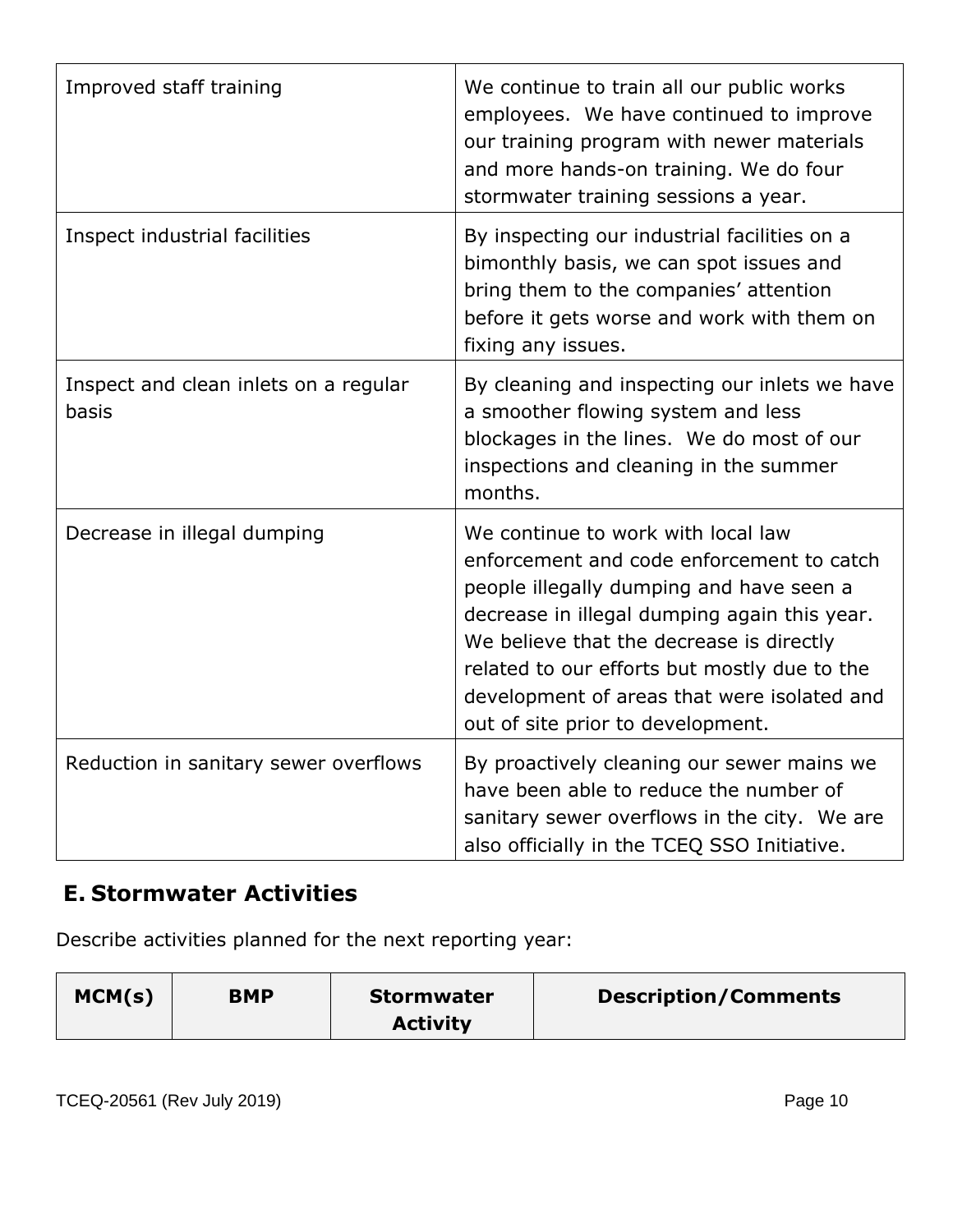| | |
|---|---|
| Improved staff training | We continue to train all our public works employees. We have continued to improve our training program with newer materials and more hands-on training. We do four stormwater training sessions a year. |
| Inspect industrial facilities | By inspecting our industrial facilities on a bimonthly basis, we can spot issues and bring them to the companies' attention before it gets worse and work with them on fixing any issues. |
| Inspect and clean inlets on a regular basis | By cleaning and inspecting our inlets we have a smoother flowing system and less blockages in the lines. We do most of our inspections and cleaning in the summer months. |
| Decrease in illegal dumping | We continue to work with local law enforcement and code enforcement to catch people illegally dumping and have seen a decrease in illegal dumping again this year. We believe that the decrease is directly related to our efforts but mostly due to the development of areas that were isolated and out of site prior to development. |
| Reduction in sanitary sewer overflows | By proactively cleaning our sewer mains we have been able to reduce the number of sanitary sewer overflows in the city. We are also officially in the TCEQ SSO Initiative. |

## E. Stormwater Activities

Describe activities planned for the next reporting year:

| MCM(s) | BMP | Stormwater Activity | Description/Comments |
|---|---|---|---|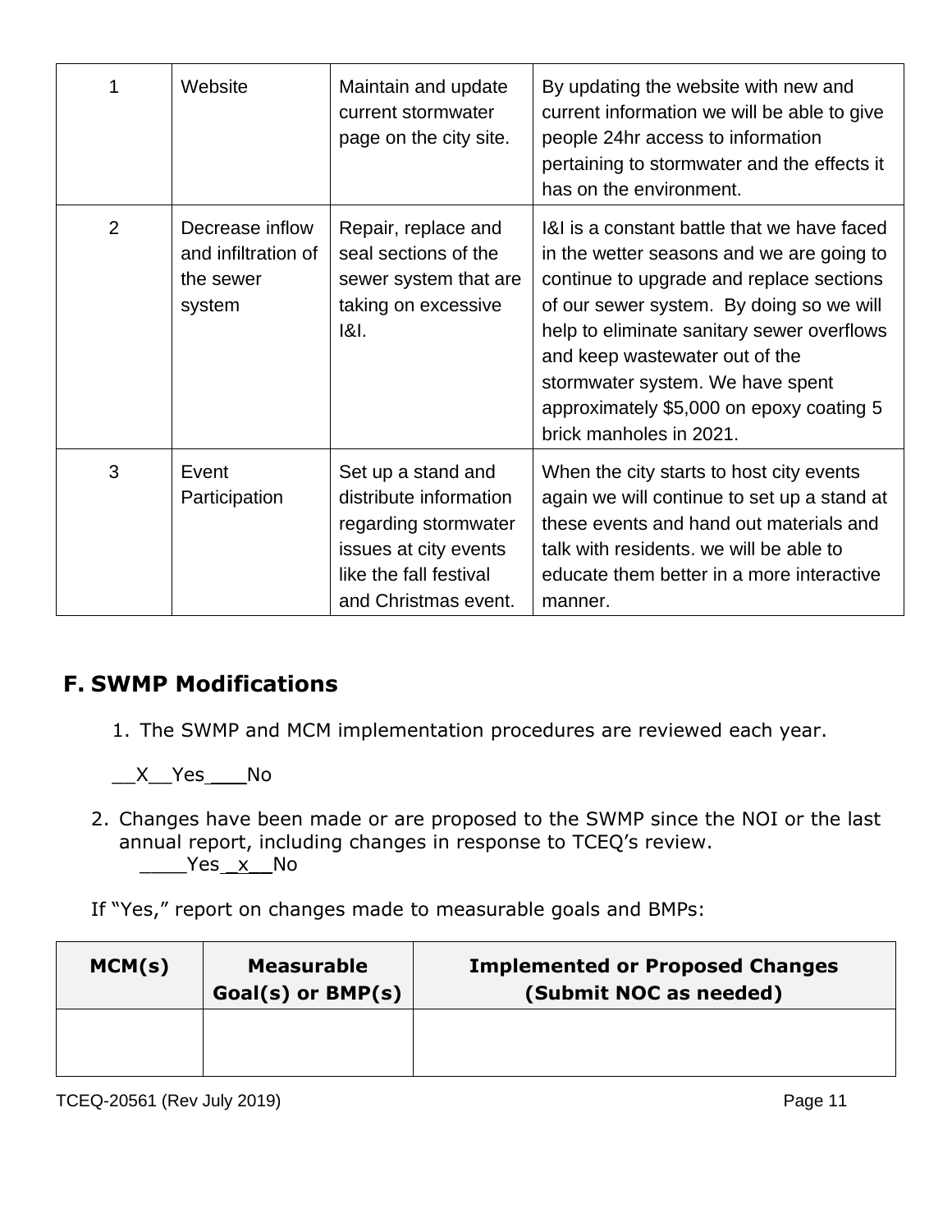| 1 | Website | Maintain and update current stormwater page on the city site. | By updating the website with new and current information we will be able to give people 24hr access to information pertaining to stormwater and the effects it has on the environment. |
|---|---|---|---|
| 2 | Decrease inflow and infiltration of the sewer system | Repair, replace and seal sections of the sewer system that are taking on excessive I&I. | I&I is a constant battle that we have faced in the wetter seasons and we are going to continue to upgrade and replace sections of our sewer system. By doing so we will help to eliminate sanitary sewer overflows and keep wastewater out of the stormwater system. We have spent approximately $5,000 on epoxy coating 5 brick manholes in 2021. |
| 3 | Event Participation | Set up a stand and distribute information regarding stormwater issues at city events like the fall festival and Christmas event. | When the city starts to host city events again we will continue to set up a stand at these events and hand out materials and talk with residents. we will be able to educate them better in a more interactive manner. |

## F. SWMP Modifications

1. The SWMP and MCM implementation procedures are reviewed each year.

__X__Yes___No

2. Changes have been made or are proposed to the SWMP since the NOI or the last annual report, including changes in response to TCEQ's review.
   ____Yes_x__No

If "Yes," report on changes made to measurable goals and BMPs:

| MCM(s) | Measurable Goal(s) or BMP(s) | Implemented or Proposed Changes (Submit NOC as needed) |
|---|---|---|
| | | |

TCEQ-20561 (Rev July 2019)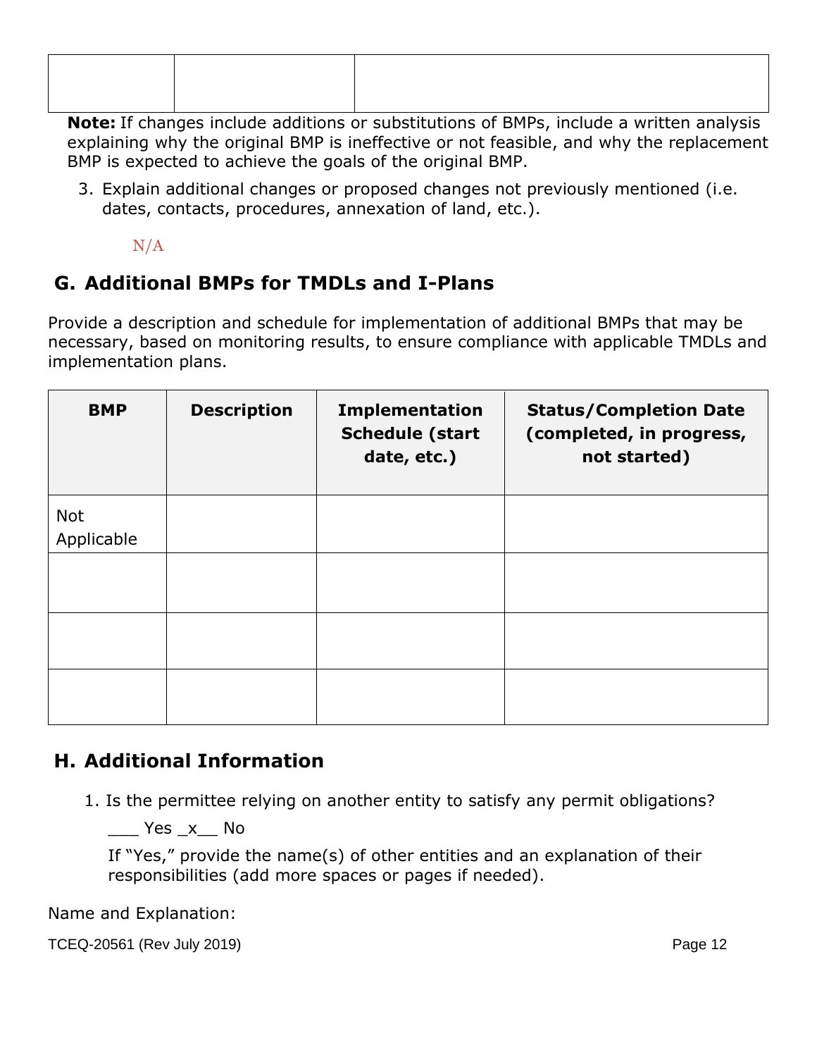| | | |
|---|---|---|
| | | |

**Note:** If changes include additions or substitutions of BMPs, include a written analysis explaining why the original BMP is ineffective or not feasible, and why the replacement BMP is expected to achieve the goals of the original BMP.

3. Explain additional changes or proposed changes not previously mentioned (i.e. dates, contacts, procedures, annexation of land, etc.).

   N/A

## G. Additional BMPs for TMDLs and I-Plans

Provide a description and schedule for implementation of additional BMPs that may be necessary, based on monitoring results, to ensure compliance with applicable TMDLs and implementation plans.

| BMP | Description | Implementation Schedule (start date, etc.) | Status/Completion Date (completed, in progress, not started) |
|---|---|---|---|
| Not Applicable | | | |
| | | | |
| | | | |
| | | | |

## H. Additional Information

1. Is the permittee relying on another entity to satisfy any permit obligations?

   ___ Yes _x__ No

   If "Yes," provide the name(s) of other entities and an explanation of their responsibilities (add more spaces or pages if needed).

Name and Explanation:

TCEQ-20561 (Rev July 2019)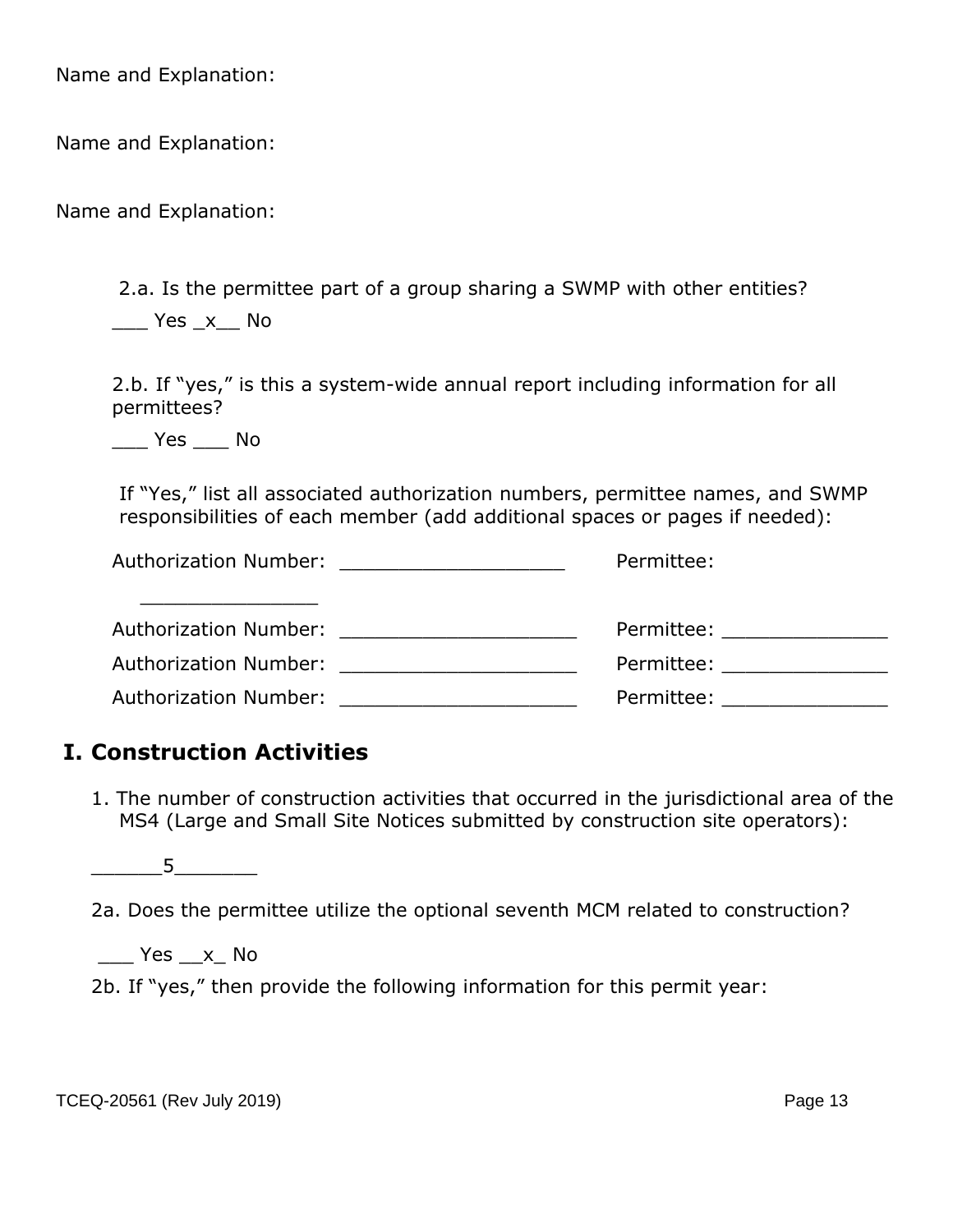Name and Explanation:

Name and Explanation:

Name and Explanation:

2.a. Is the permittee part of a group sharing a SWMP with other entities?

___ Yes _x__ No

2.b. If "yes," is this a system-wide annual report including information for all permittees?

___ Yes ___ No

If "Yes," list all associated authorization numbers, permittee names, and SWMP responsibilities of each member (add additional spaces or pages if needed):

Authorization Number: ___________________ Permittee: _______________

Authorization Number: ____________________ Permittee: ______________

Authorization Number: ____________________ Permittee: ______________

Authorization Number: ____________________ Permittee: ______________

## I. Construction Activities

1. The number of construction activities that occurred in the jurisdictional area of the MS4 (Large and Small Site Notices submitted by construction site operators):

______5_______

2a. Does the permittee utilize the optional seventh MCM related to construction?

___ Yes __x_ No

2b. If "yes," then provide the following information for this permit year: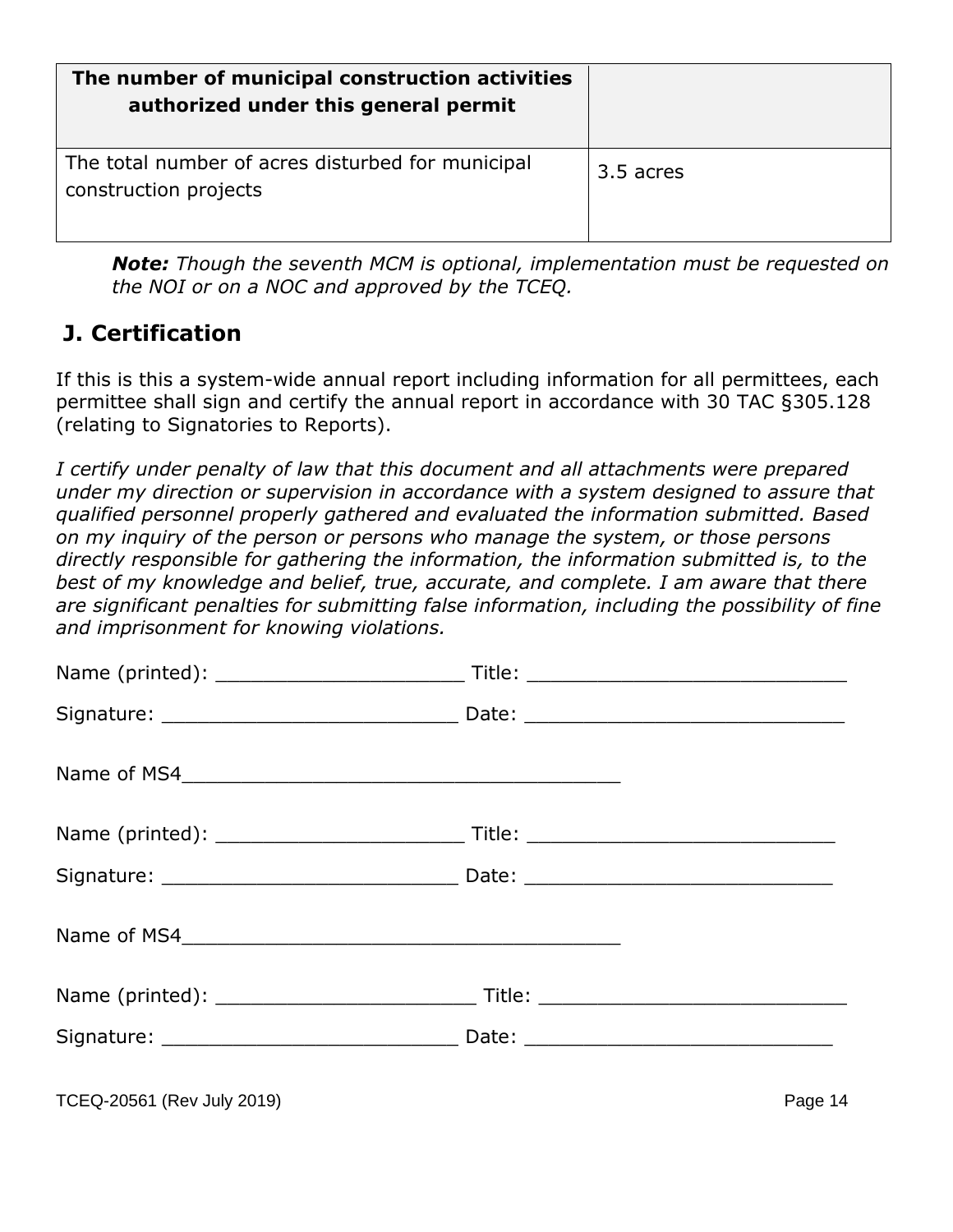| The number of municipal construction activities authorized under this general permit | |
|---|---|
| The total number of acres disturbed for municipal construction projects | 3.5 acres |

***Note:*** *Though the seventh MCM is optional, implementation must be requested on the NOI or on a NOC and approved by the TCEQ.*

## J. Certification

If this is this a system-wide annual report including information for all permittees, each permittee shall sign and certify the annual report in accordance with 30 TAC §305.128 (relating to Signatories to Reports).

*I certify under penalty of law that this document and all attachments were prepared under my direction or supervision in accordance with a system designed to assure that qualified personnel properly gathered and evaluated the information submitted. Based on my inquiry of the person or persons who manage the system, or those persons directly responsible for gathering the information, the information submitted is, to the best of my knowledge and belief, true, accurate, and complete. I am aware that there are significant penalties for submitting false information, including the possibility of fine and imprisonment for knowing violations.*

Name (printed): ____________________ Title: __________________________

Signature: ________________________ Date: __________________________

Name of MS4____________________________________

Name (printed): ____________________ Title: __________________________

Signature: ________________________ Date: __________________________

Name of MS4____________________________________

Name (printed): ______________________ Title: __________________________

Signature: ________________________ Date: __________________________

TCEQ-20561 (Rev July 2019)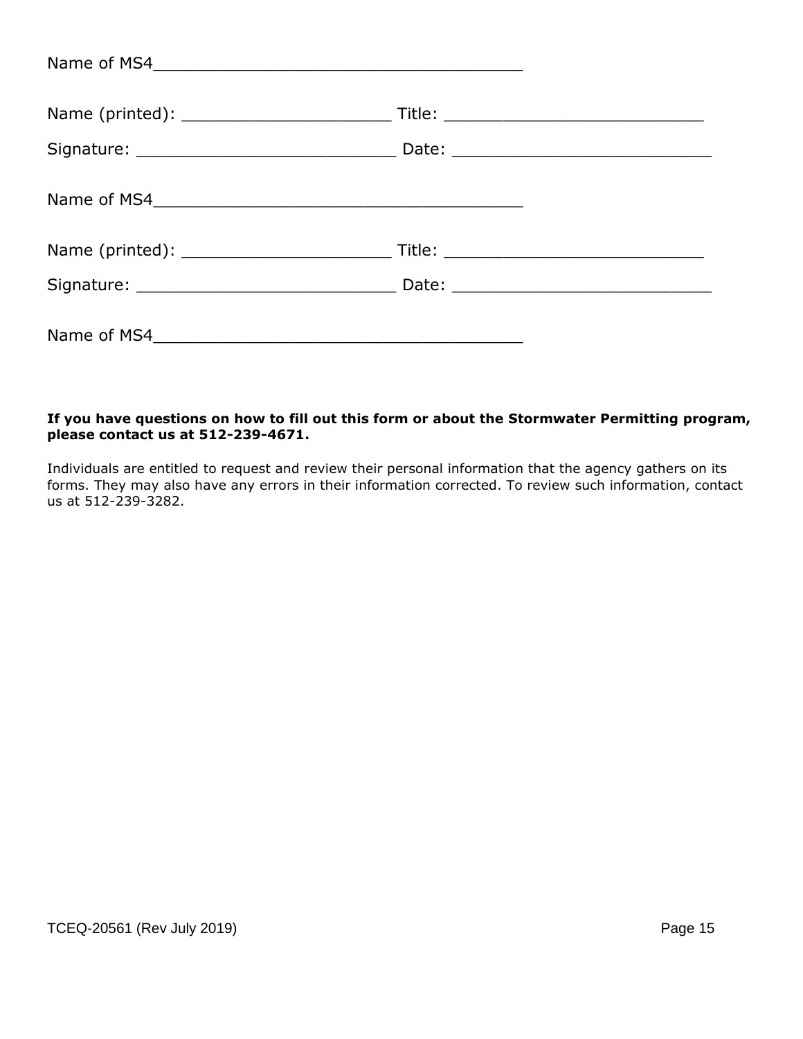Name of MS4____________________________________

Name (printed): _____________________ Title: __________________________

Signature: __________________________ Date: __________________________

Name of MS4____________________________________

Name (printed): _____________________ Title: __________________________

Signature: __________________________ Date: __________________________

Name of MS4____________________________________

**If you have questions on how to fill out this form or about the Stormwater Permitting program, please contact us at 512-239-4671.**

Individuals are entitled to request and review their personal information that the agency gathers on its forms. They may also have any errors in their information corrected. To review such information, contact us at 512-239-3282.

TCEQ-20561 (Rev July 2019)